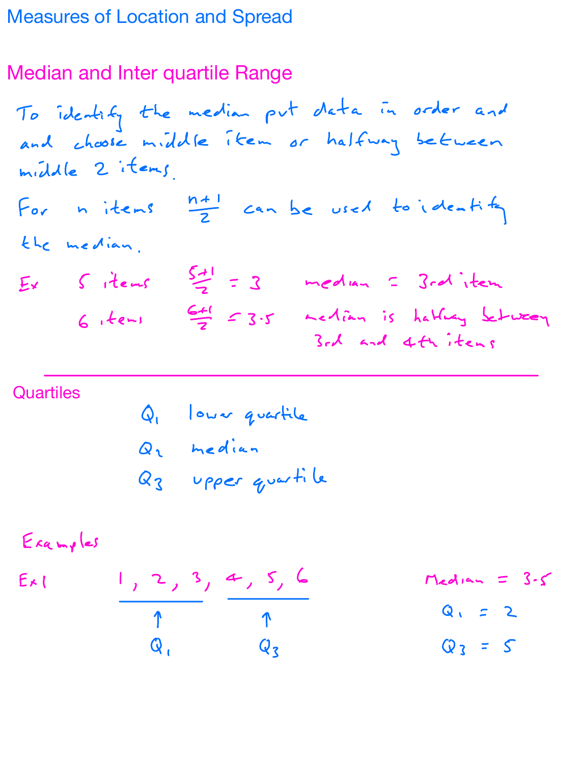# Measures of Location and Spread

## Median and Inter quartile Range

To identify the median put data in order and and choose middle item or halfway between middle 2 items.

For $n$ items $\frac{n+1}{2}$ can be used to identify the median.

Ex 5 items $\frac{5+1}{2} = 3$ median = 3rd item

6 items $\frac{6+1}{2} = 3.5$ median is halfway between 3rd and 4th items

---

### Quartiles

$Q_1$ lower quartile

$Q_2$ median

$Q_3$ upper quartile

### Examples

Ex 1 1, 2, 3, 4, 5, 6

(1, 2, 3 → $Q_1$; 4, 5, 6 → $Q_3$)

Median = 3.5

$Q_1 = 2$

$Q_3 = 5$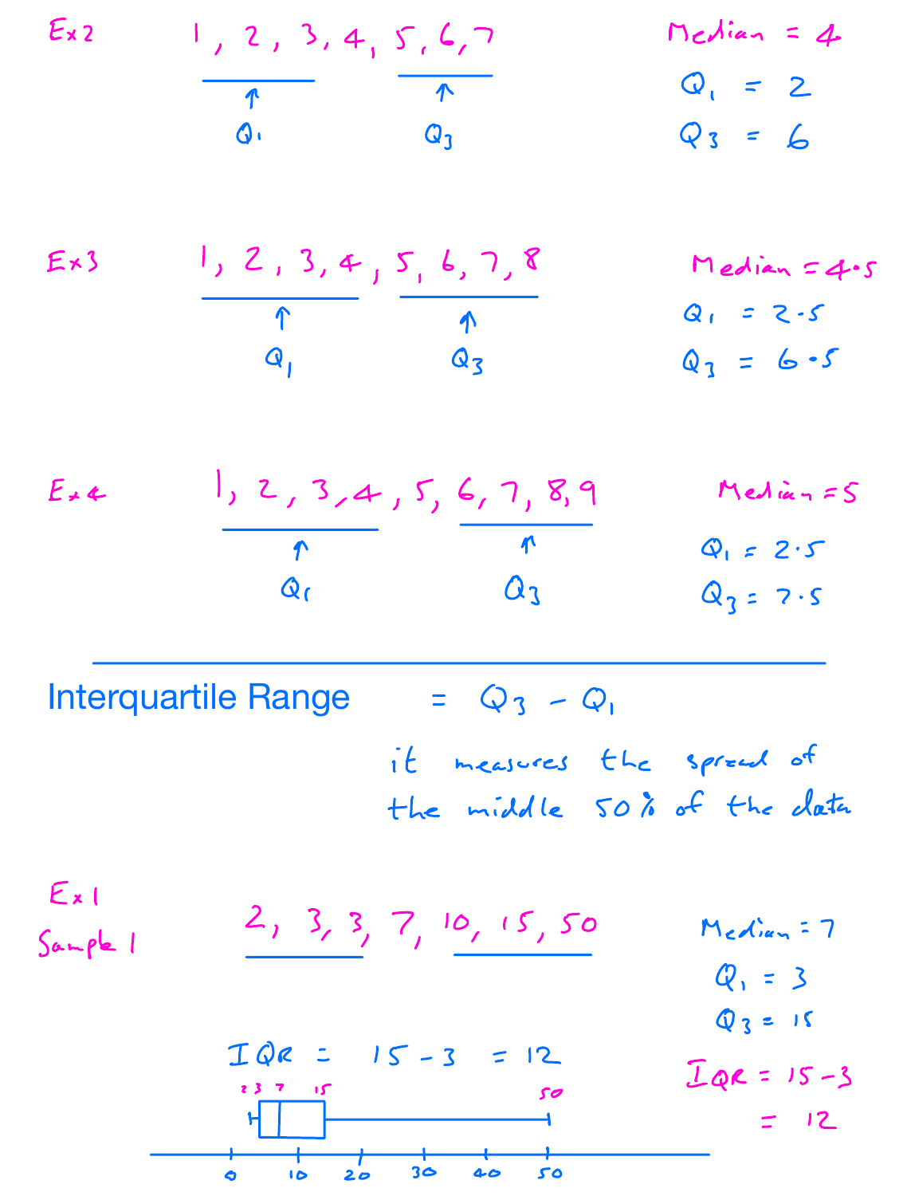**Ex2**

1, 2, 3, 4, 5, 6, 7

$Q_1$ (middle of 1, 2, 3) and $Q_3$ (middle of 5, 6, 7)

Median = 4

$Q_1 = 2$

$Q_3 = 6$

**Ex3**

1, 2, 3, 4, 5, 6, 7, 8

$Q_1$ (middle of 1, 2, 3, 4) and $Q_3$ (middle of 5, 6, 7, 8)

Median = 4·5

$Q_1 = 2 \cdot 5$

$Q_3 = 6 \cdot 5$

**Ex4**

1, 2, 3, 4, 5, 6, 7, 8, 9

$Q_1$ (middle of 1, 2, 3, 4) and $Q_3$ (middle of 6, 7, 8, 9)

Median = 5

$Q_1 = 2 \cdot 5$

$Q_3 = 7 \cdot 5$

---

## Interquartile Range

$$= Q_3 - Q_1$$

it measures the spread of the middle 50% of the data

**Ex1**

**Sample 1**

2, 3, 3, 7, 10, 15, 50

Median = 7

$Q_1 = 3$

$Q_3 = 15$

$IQR = 15 - 3 = 12$

$IQR = 15 - 3$
$= 12$

Box plot: labels 2, 3, 7, 15, 50 on axis 0, 10, 20, 30, 40, 50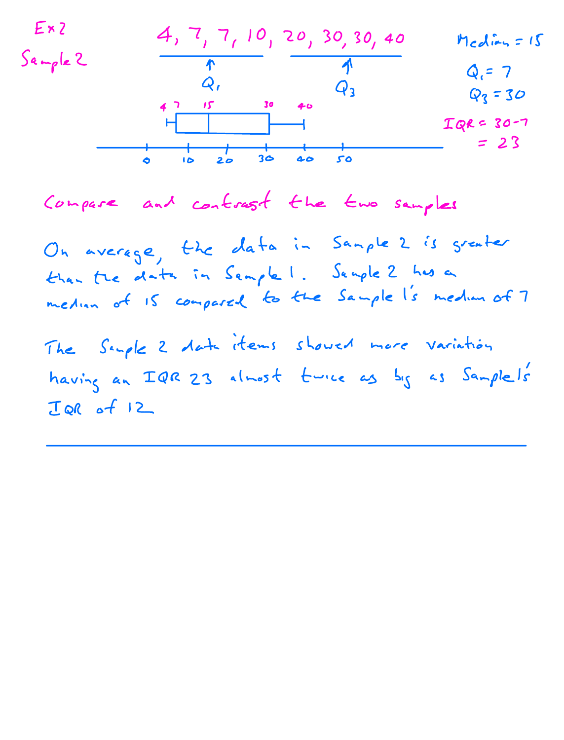Ex 2

Sample 2

4, 7, 7, 10, 20, 30, 30, 40

$Q_1$ $Q_3$

Median = 15

$Q_1 = 7$

$Q_3 = 30$

IQR = 30 − 7
= 23

4 7 15 30 40

0 10 20 30 40 50

Compare and contrast the two samples

On average, the data in Sample 2 is greater than the data in Sample 1. Sample 2 has a median of 15 compared to the Sample 1's median of 7

The Sample 2 data items showed more variation having an IQR 23 almost twice as big as Sample 1's IQR of 12

---